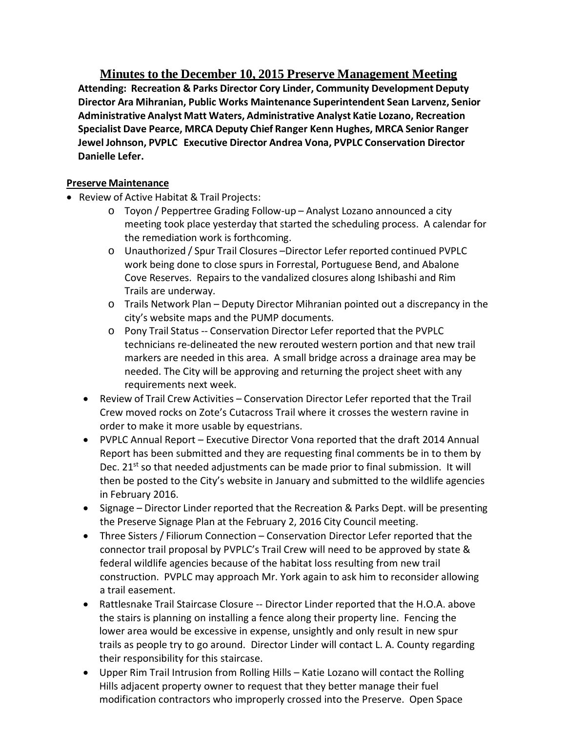# Minutes to the December 10, 2015 Preserve Management Meeting

**Attending: Recreation & Parks Director Cory Linder, Community Development Deputy Director Ara Mihranian, Public Works Maintenance Superintendent Sean Larvenz, Senior Administrative Analyst Matt Waters, Administrative Analyst Katie Lozano, Recreation Specialist Dave Pearce, MRCA Deputy Chief Ranger Kenn Hughes, MRCA Senior Ranger Jewel Johnson, PVPLC Executive Director Andrea Vona, PVPLC Conservation Director Danielle Lefer.**

**Preserve Maintenance**

- Review of Active Habitat & Trail Projects:
  - Toyon / Peppertree Grading Follow-up – Analyst Lozano announced a city meeting took place yesterday that started the scheduling process. A calendar for the remediation work is forthcoming.
  - Unauthorized / Spur Trail Closures –Director Lefer reported continued PVPLC work being done to close spurs in Forrestal, Portuguese Bend, and Abalone Cove Reserves. Repairs to the vandalized closures along Ishibashi and Rim Trails are underway.
  - Trails Network Plan – Deputy Director Mihranian pointed out a discrepancy in the city's website maps and the PUMP documents.
  - Pony Trail Status -- Conservation Director Lefer reported that the PVPLC technicians re-delineated the new rerouted western portion and that new trail markers are needed in this area. A small bridge across a drainage area may be needed. The City will be approving and returning the project sheet with any requirements next week.
- Review of Trail Crew Activities – Conservation Director Lefer reported that the Trail Crew moved rocks on Zote's Cutacross Trail where it crosses the western ravine in order to make it more usable by equestrians.
- PVPLC Annual Report – Executive Director Vona reported that the draft 2014 Annual Report has been submitted and they are requesting final comments be in to them by Dec. 21st so that needed adjustments can be made prior to final submission. It will then be posted to the City's website in January and submitted to the wildlife agencies in February 2016.
- Signage – Director Linder reported that the Recreation & Parks Dept. will be presenting the Preserve Signage Plan at the February 2, 2016 City Council meeting.
- Three Sisters / Filiorum Connection – Conservation Director Lefer reported that the connector trail proposal by PVPLC's Trail Crew will need to be approved by state & federal wildlife agencies because of the habitat loss resulting from new trail construction. PVPLC may approach Mr. York again to ask him to reconsider allowing a trail easement.
- Rattlesnake Trail Staircase Closure -- Director Linder reported that the H.O.A. above the stairs is planning on installing a fence along their property line. Fencing the lower area would be excessive in expense, unsightly and only result in new spur trails as people try to go around. Director Linder will contact L. A. County regarding their responsibility for this staircase.
- Upper Rim Trail Intrusion from Rolling Hills – Katie Lozano will contact the Rolling Hills adjacent property owner to request that they better manage their fuel modification contractors who improperly crossed into the Preserve. Open Space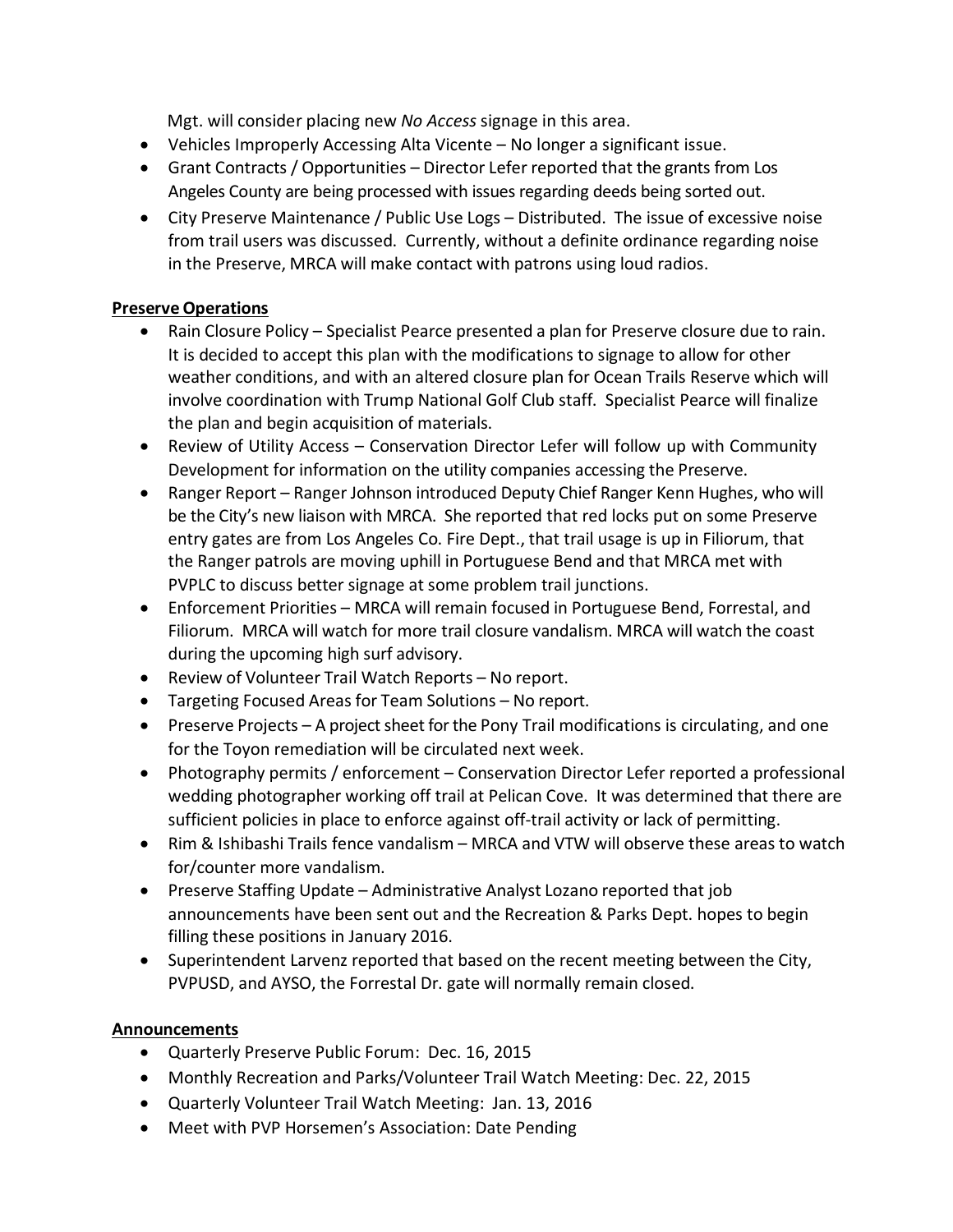Mgt. will consider placing new *No Access* signage in this area.

- Vehicles Improperly Accessing Alta Vicente – No longer a significant issue.
- Grant Contracts / Opportunities – Director Lefer reported that the grants from Los Angeles County are being processed with issues regarding deeds being sorted out.
- City Preserve Maintenance / Public Use Logs – Distributed. The issue of excessive noise from trail users was discussed. Currently, without a definite ordinance regarding noise in the Preserve, MRCA will make contact with patrons using loud radios.

**Preserve Operations**

- Rain Closure Policy – Specialist Pearce presented a plan for Preserve closure due to rain. It is decided to accept this plan with the modifications to signage to allow for other weather conditions, and with an altered closure plan for Ocean Trails Reserve which will involve coordination with Trump National Golf Club staff. Specialist Pearce will finalize the plan and begin acquisition of materials.
- Review of Utility Access – Conservation Director Lefer will follow up with Community Development for information on the utility companies accessing the Preserve.
- Ranger Report – Ranger Johnson introduced Deputy Chief Ranger Kenn Hughes, who will be the City's new liaison with MRCA. She reported that red locks put on some Preserve entry gates are from Los Angeles Co. Fire Dept., that trail usage is up in Filiorum, that the Ranger patrols are moving uphill in Portuguese Bend and that MRCA met with PVPLC to discuss better signage at some problem trail junctions.
- Enforcement Priorities – MRCA will remain focused in Portuguese Bend, Forrestal, and Filiorum. MRCA will watch for more trail closure vandalism. MRCA will watch the coast during the upcoming high surf advisory.
- Review of Volunteer Trail Watch Reports – No report.
- Targeting Focused Areas for Team Solutions – No report.
- Preserve Projects – A project sheet for the Pony Trail modifications is circulating, and one for the Toyon remediation will be circulated next week.
- Photography permits / enforcement – Conservation Director Lefer reported a professional wedding photographer working off trail at Pelican Cove. It was determined that there are sufficient policies in place to enforce against off-trail activity or lack of permitting.
- Rim & Ishibashi Trails fence vandalism – MRCA and VTW will observe these areas to watch for/counter more vandalism.
- Preserve Staffing Update – Administrative Analyst Lozano reported that job announcements have been sent out and the Recreation & Parks Dept. hopes to begin filling these positions in January 2016.
- Superintendent Larvenz reported that based on the recent meeting between the City, PVPUSD, and AYSO, the Forrestal Dr. gate will normally remain closed.

**Announcements**

- Quarterly Preserve Public Forum: Dec. 16, 2015
- Monthly Recreation and Parks/Volunteer Trail Watch Meeting: Dec. 22, 2015
- Quarterly Volunteer Trail Watch Meeting: Jan. 13, 2016
- Meet with PVP Horsemen's Association: Date Pending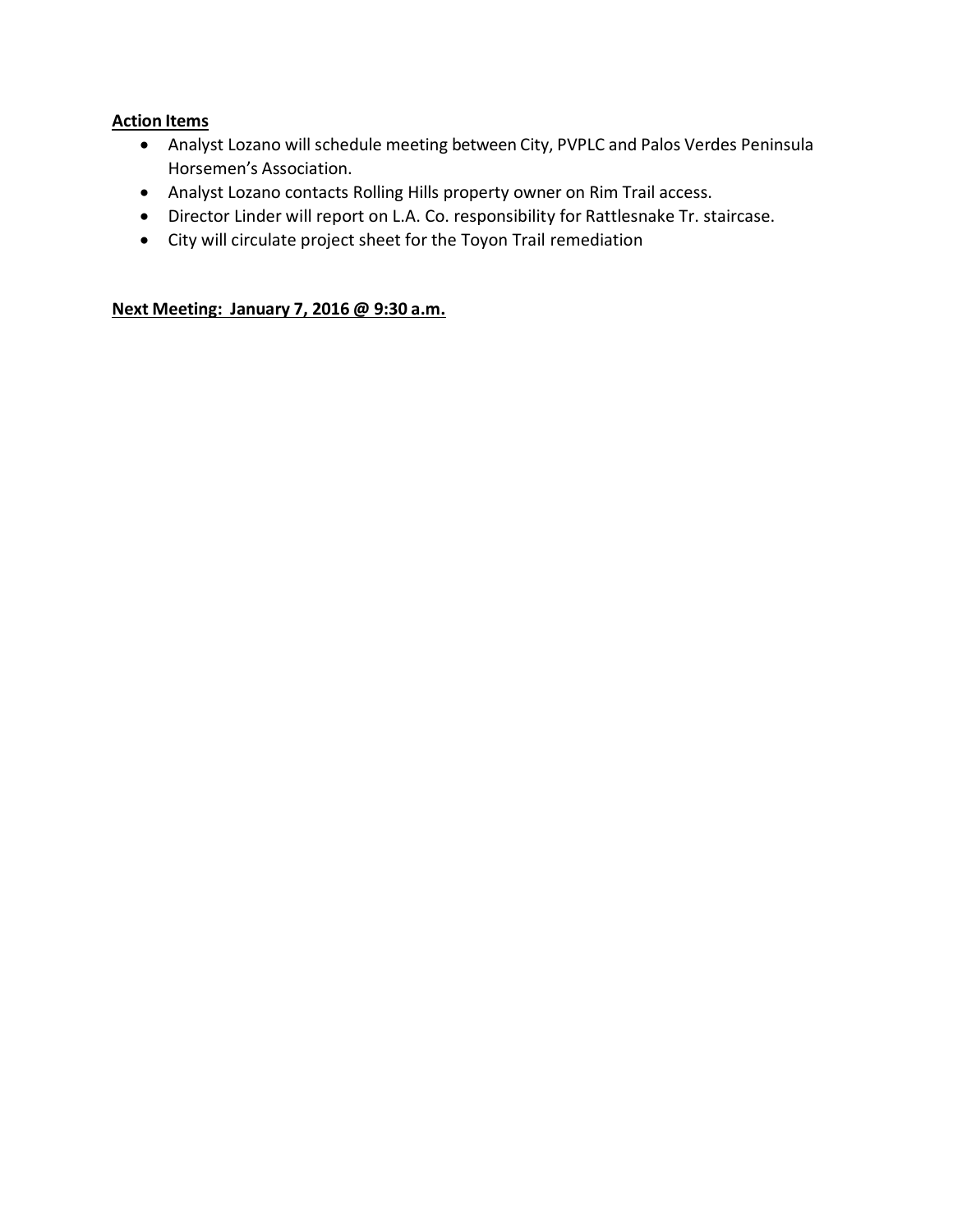**Action Items**

- Analyst Lozano will schedule meeting between City, PVPLC and Palos Verdes Peninsula Horsemen's Association.
- Analyst Lozano contacts Rolling Hills property owner on Rim Trail access.
- Director Linder will report on L.A. Co. responsibility for Rattlesnake Tr. staircase.
- City will circulate project sheet for the Toyon Trail remediation

**Next Meeting: January 7, 2016 @ 9:30 a.m.**